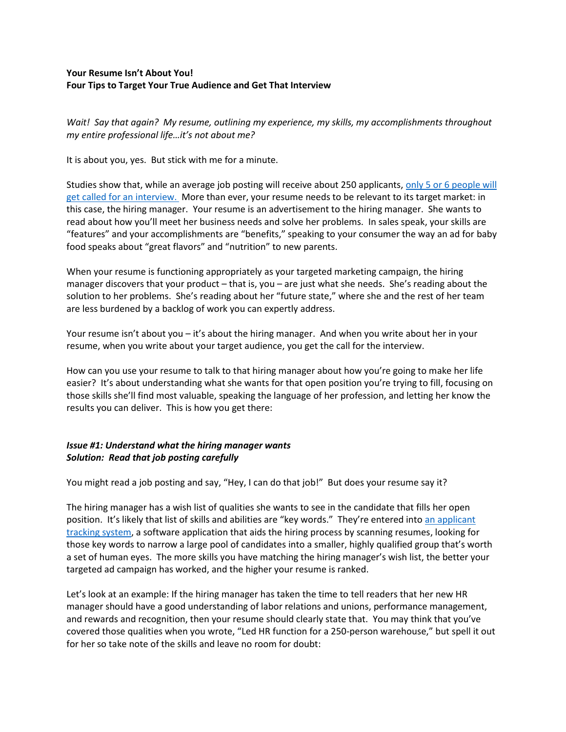**Your Resume Isn't About You!**
**Four Tips to Target Your True Audience and Get That Interview**

*Wait! Say that again? My resume, outlining my experience, my skills, my accomplishments throughout my entire professional life…it's not about me?*

It is about you, yes. But stick with me for a minute.

Studies show that, while an average job posting will receive about 250 applicants, [only 5 or 6 people will get called for an interview.] More than ever, your resume needs to be relevant to its target market: in this case, the hiring manager. Your resume is an advertisement to the hiring manager. She wants to read about how you'll meet her business needs and solve her problems. In sales speak, your skills are "features" and your accomplishments are "benefits," speaking to your consumer the way an ad for baby food speaks about "great flavors" and "nutrition" to new parents.

When your resume is functioning appropriately as your targeted marketing campaign, the hiring manager discovers that your product – that is, you – are just what she needs. She's reading about the solution to her problems. She's reading about her "future state," where she and the rest of her team are less burdened by a backlog of work you can expertly address.

Your resume isn't about you – it's about the hiring manager. And when you write about her in your resume, when you write about your target audience, you get the call for the interview.

How can you use your resume to talk to that hiring manager about how you're going to make her life easier? It's about understanding what she wants for that open position you're trying to fill, focusing on those skills she'll find most valuable, speaking the language of her profession, and letting her know the results you can deliver. This is how you get there:

***Issue #1: Understand what the hiring manager wants***
***Solution: Read that job posting carefully***

You might read a job posting and say, "Hey, I can do that job!" But does your resume say it?

The hiring manager has a wish list of qualities she wants to see in the candidate that fills her open position. It's likely that list of skills and abilities are "key words." They're entered into [an applicant tracking system], a software application that aids the hiring process by scanning resumes, looking for those key words to narrow a large pool of candidates into a smaller, highly qualified group that's worth a set of human eyes. The more skills you have matching the hiring manager's wish list, the better your targeted ad campaign has worked, and the higher your resume is ranked.

Let's look at an example: If the hiring manager has taken the time to tell readers that her new HR manager should have a good understanding of labor relations and unions, performance management, and rewards and recognition, then your resume should clearly state that. You may think that you've covered those qualities when you wrote, "Led HR function for a 250-person warehouse," but spell it out for her so take note of the skills and leave no room for doubt: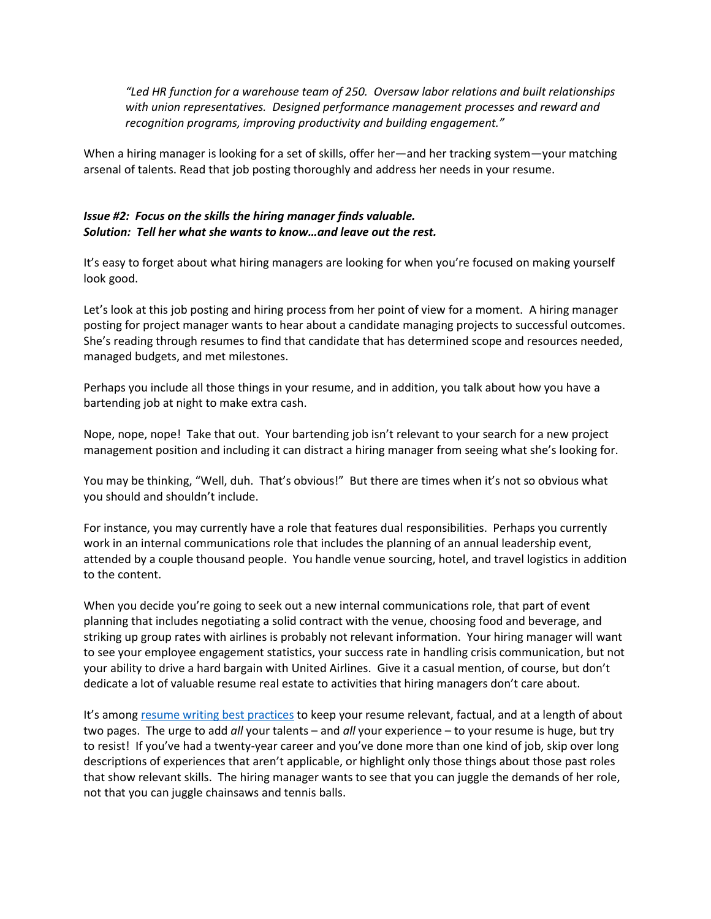*"Led HR function for a warehouse team of 250. Oversaw labor relations and built relationships with union representatives. Designed performance management processes and reward and recognition programs, improving productivity and building engagement."*

When a hiring manager is looking for a set of skills, offer her—and her tracking system—your matching arsenal of talents. Read that job posting thoroughly and address her needs in your resume.

***Issue #2: Focus on the skills the hiring manager finds valuable.***
***Solution: Tell her what she wants to know…and leave out the rest.***

It's easy to forget about what hiring managers are looking for when you're focused on making yourself look good.

Let's look at this job posting and hiring process from her point of view for a moment. A hiring manager posting for project manager wants to hear about a candidate managing projects to successful outcomes. She's reading through resumes to find that candidate that has determined scope and resources needed, managed budgets, and met milestones.

Perhaps you include all those things in your resume, and in addition, you talk about how you have a bartending job at night to make extra cash.

Nope, nope, nope! Take that out. Your bartending job isn't relevant to your search for a new project management position and including it can distract a hiring manager from seeing what she's looking for.

You may be thinking, "Well, duh. That's obvious!" But there are times when it's not so obvious what you should and shouldn't include.

For instance, you may currently have a role that features dual responsibilities. Perhaps you currently work in an internal communications role that includes the planning of an annual leadership event, attended by a couple thousand people. You handle venue sourcing, hotel, and travel logistics in addition to the content.

When you decide you're going to seek out a new internal communications role, that part of event planning that includes negotiating a solid contract with the venue, choosing food and beverage, and striking up group rates with airlines is probably not relevant information. Your hiring manager will want to see your employee engagement statistics, your success rate in handling crisis communication, but not your ability to drive a hard bargain with United Airlines. Give it a casual mention, of course, but don't dedicate a lot of valuable resume real estate to activities that hiring managers don't care about.

It's among resume writing best practices to keep your resume relevant, factual, and at a length of about two pages. The urge to add *all* your talents – and *all* your experience – to your resume is huge, but try to resist! If you've had a twenty-year career and you've done more than one kind of job, skip over long descriptions of experiences that aren't applicable, or highlight only those things about those past roles that show relevant skills. The hiring manager wants to see that you can juggle the demands of her role, not that you can juggle chainsaws and tennis balls.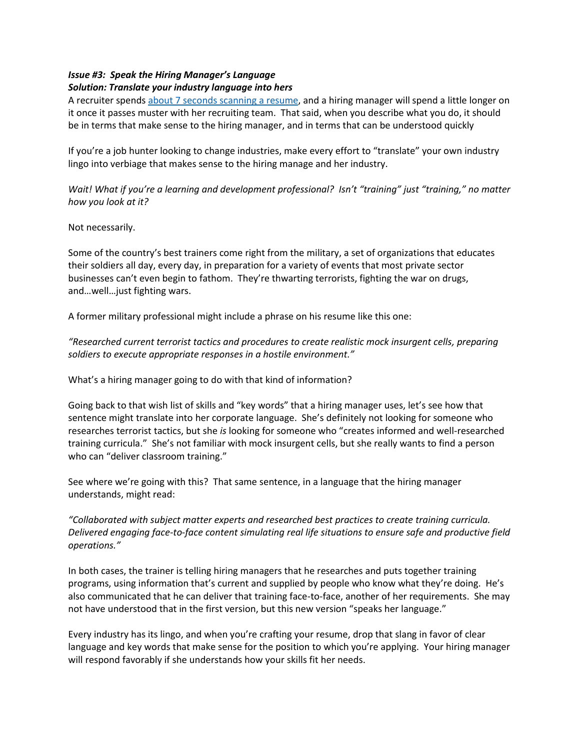***Issue #3: Speak the Hiring Manager's Language***
***Solution: Translate your industry language into hers***

A recruiter spends [about 7 seconds scanning a resume](), and a hiring manager will spend a little longer on it once it passes muster with her recruiting team. That said, when you describe what you do, it should be in terms that make sense to the hiring manager, and in terms that can be understood quickly

If you're a job hunter looking to change industries, make every effort to "translate" your own industry lingo into verbiage that makes sense to the hiring manage and her industry.

*Wait! What if you're a learning and development professional? Isn't "training" just "training," no matter how you look at it?*

Not necessarily.

Some of the country's best trainers come right from the military, a set of organizations that educates their soldiers all day, every day, in preparation for a variety of events that most private sector businesses can't even begin to fathom. They're thwarting terrorists, fighting the war on drugs, and…well…just fighting wars.

A former military professional might include a phrase on his resume like this one:

*"Researched current terrorist tactics and procedures to create realistic mock insurgent cells, preparing soldiers to execute appropriate responses in a hostile environment."*

What's a hiring manager going to do with that kind of information?

Going back to that wish list of skills and "key words" that a hiring manager uses, let's see how that sentence might translate into her corporate language. She's definitely not looking for someone who researches terrorist tactics, but she *is* looking for someone who "creates informed and well-researched training curricula." She's not familiar with mock insurgent cells, but she really wants to find a person who can "deliver classroom training."

See where we're going with this? That same sentence, in a language that the hiring manager understands, might read:

*"Collaborated with subject matter experts and researched best practices to create training curricula. Delivered engaging face-to-face content simulating real life situations to ensure safe and productive field operations."*

In both cases, the trainer is telling hiring managers that he researches and puts together training programs, using information that's current and supplied by people who know what they're doing. He's also communicated that he can deliver that training face-to-face, another of her requirements. She may not have understood that in the first version, but this new version "speaks her language."

Every industry has its lingo, and when you're crafting your resume, drop that slang in favor of clear language and key words that make sense for the position to which you're applying. Your hiring manager will respond favorably if she understands how your skills fit her needs.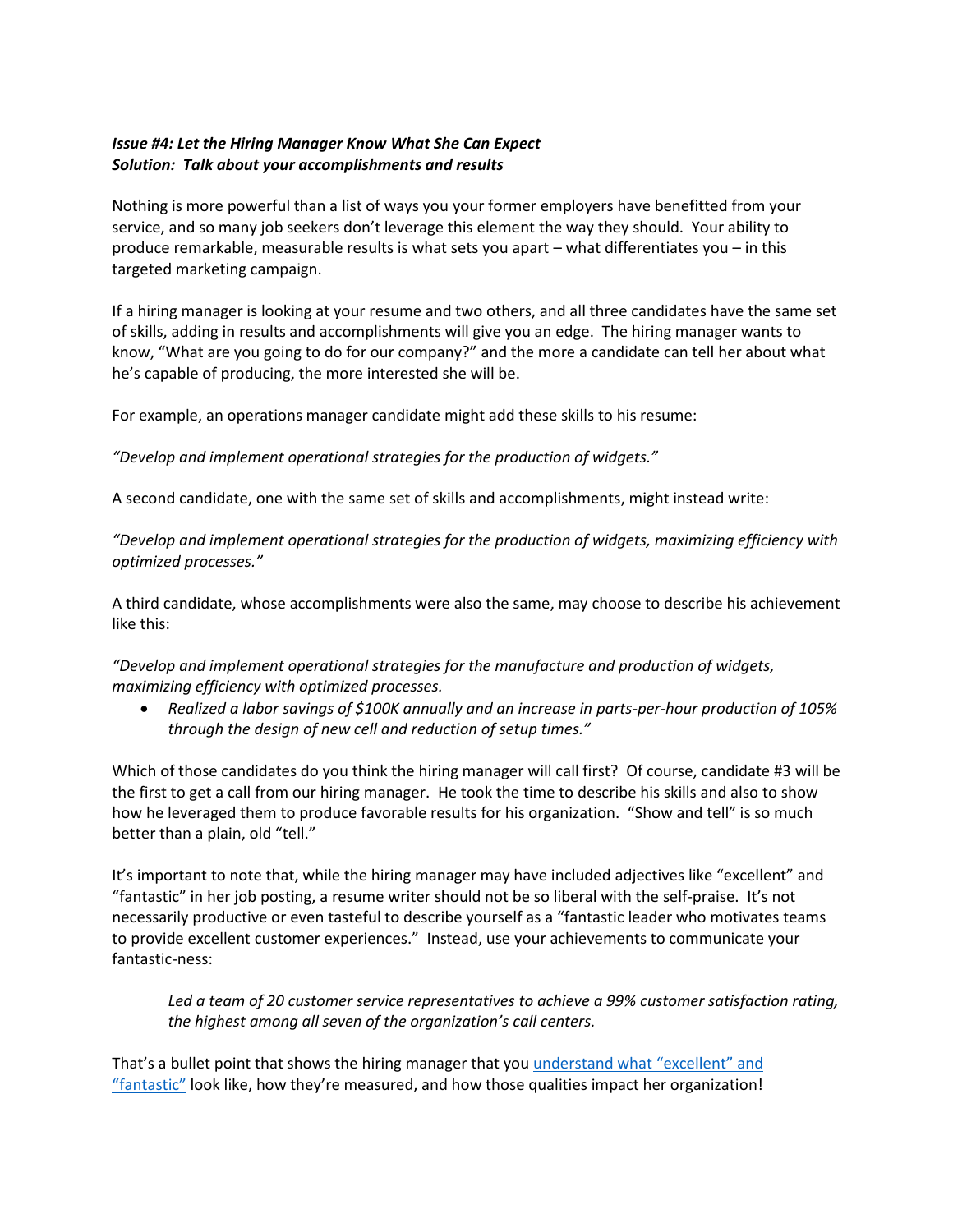***Issue #4: Let the Hiring Manager Know What She Can Expect***
***Solution: Talk about your accomplishments and results***

Nothing is more powerful than a list of ways you your former employers have benefitted from your service, and so many job seekers don't leverage this element the way they should. Your ability to produce remarkable, measurable results is what sets you apart – what differentiates you – in this targeted marketing campaign.

If a hiring manager is looking at your resume and two others, and all three candidates have the same set of skills, adding in results and accomplishments will give you an edge. The hiring manager wants to know, "What are you going to do for our company?" and the more a candidate can tell her about what he's capable of producing, the more interested she will be.

For example, an operations manager candidate might add these skills to his resume:

*"Develop and implement operational strategies for the production of widgets."*

A second candidate, one with the same set of skills and accomplishments, might instead write:

*"Develop and implement operational strategies for the production of widgets, maximizing efficiency with optimized processes."*

A third candidate, whose accomplishments were also the same, may choose to describe his achievement like this:

*"Develop and implement operational strategies for the manufacture and production of widgets, maximizing efficiency with optimized processes.*

- *Realized a labor savings of $100K annually and an increase in parts-per-hour production of 105% through the design of new cell and reduction of setup times."*

Which of those candidates do you think the hiring manager will call first? Of course, candidate #3 will be the first to get a call from our hiring manager. He took the time to describe his skills and also to show how he leveraged them to produce favorable results for his organization. "Show and tell" is so much better than a plain, old "tell."

It's important to note that, while the hiring manager may have included adjectives like "excellent" and "fantastic" in her job posting, a resume writer should not be so liberal with the self-praise. It's not necessarily productive or even tasteful to describe yourself as a "fantastic leader who motivates teams to provide excellent customer experiences." Instead, use your achievements to communicate your fantastic-ness:

> *Led a team of 20 customer service representatives to achieve a 99% customer satisfaction rating, the highest among all seven of the organization's call centers.*

That's a bullet point that shows the hiring manager that you understand what "excellent" and "fantastic" look like, how they're measured, and how those qualities impact her organization!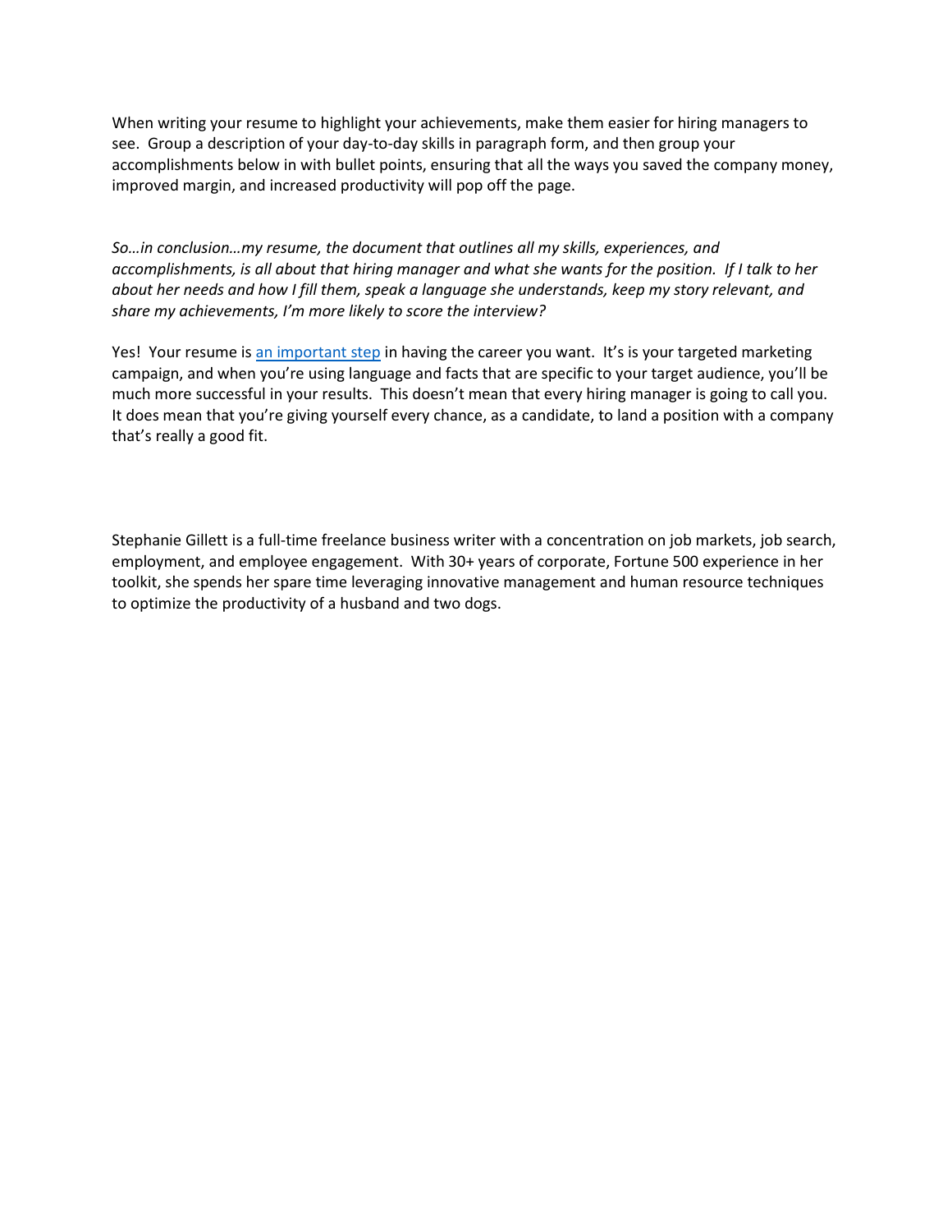When writing your resume to highlight your achievements, make them easier for hiring managers to see. Group a description of your day-to-day skills in paragraph form, and then group your accomplishments below in with bullet points, ensuring that all the ways you saved the company money, improved margin, and increased productivity will pop off the page.

*So…in conclusion…my resume, the document that outlines all my skills, experiences, and accomplishments, is all about that hiring manager and what she wants for the position. If I talk to her about her needs and how I fill them, speak a language she understands, keep my story relevant, and share my achievements, I'm more likely to score the interview?*

Yes! Your resume is [an important step]() in having the career you want. It's is your targeted marketing campaign, and when you're using language and facts that are specific to your target audience, you'll be much more successful in your results. This doesn't mean that every hiring manager is going to call you. It does mean that you're giving yourself every chance, as a candidate, to land a position with a company that's really a good fit.

Stephanie Gillett is a full-time freelance business writer with a concentration on job markets, job search, employment, and employee engagement. With 30+ years of corporate, Fortune 500 experience in her toolkit, she spends her spare time leveraging innovative management and human resource techniques to optimize the productivity of a husband and two dogs.